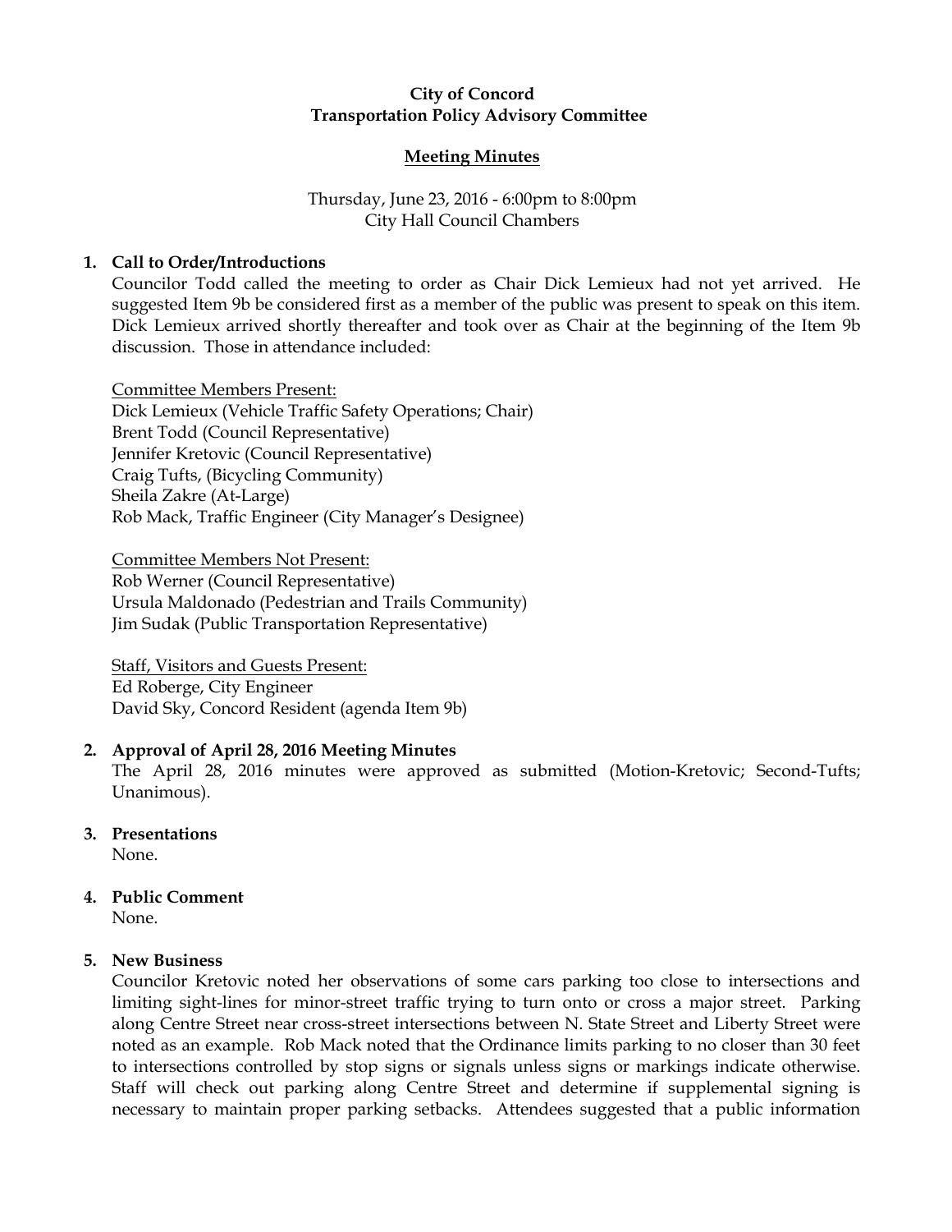**City of Concord**
**Transportation Policy Advisory Committee**

**Meeting Minutes**

Thursday, June 23, 2016 - 6:00pm to 8:00pm
City Hall Council Chambers

1. **Call to Order/Introductions**
   Councilor Todd called the meeting to order as Chair Dick Lemieux had not yet arrived. He suggested Item 9b be considered first as a member of the public was present to speak on this item. Dick Lemieux arrived shortly thereafter and took over as Chair at the beginning of the Item 9b discussion. Those in attendance included:

   Committee Members Present:
   Dick Lemieux (Vehicle Traffic Safety Operations; Chair)
   Brent Todd (Council Representative)
   Jennifer Kretovic (Council Representative)
   Craig Tufts, (Bicycling Community)
   Sheila Zakre (At-Large)
   Rob Mack, Traffic Engineer (City Manager's Designee)

   Committee Members Not Present:
   Rob Werner (Council Representative)
   Ursula Maldonado (Pedestrian and Trails Community)
   Jim Sudak (Public Transportation Representative)

   Staff, Visitors and Guests Present:
   Ed Roberge, City Engineer
   David Sky, Concord Resident (agenda Item 9b)

2. **Approval of April 28, 2016 Meeting Minutes**
   The April 28, 2016 minutes were approved as submitted (Motion-Kretovic; Second-Tufts; Unanimous).

3. **Presentations**
   None.

4. **Public Comment**
   None.

5. **New Business**
   Councilor Kretovic noted her observations of some cars parking too close to intersections and limiting sight-lines for minor-street traffic trying to turn onto or cross a major street. Parking along Centre Street near cross-street intersections between N. State Street and Liberty Street were noted as an example. Rob Mack noted that the Ordinance limits parking to no closer than 30 feet to intersections controlled by stop signs or signals unless signs or markings indicate otherwise. Staff will check out parking along Centre Street and determine if supplemental signing is necessary to maintain proper parking setbacks. Attendees suggested that a public information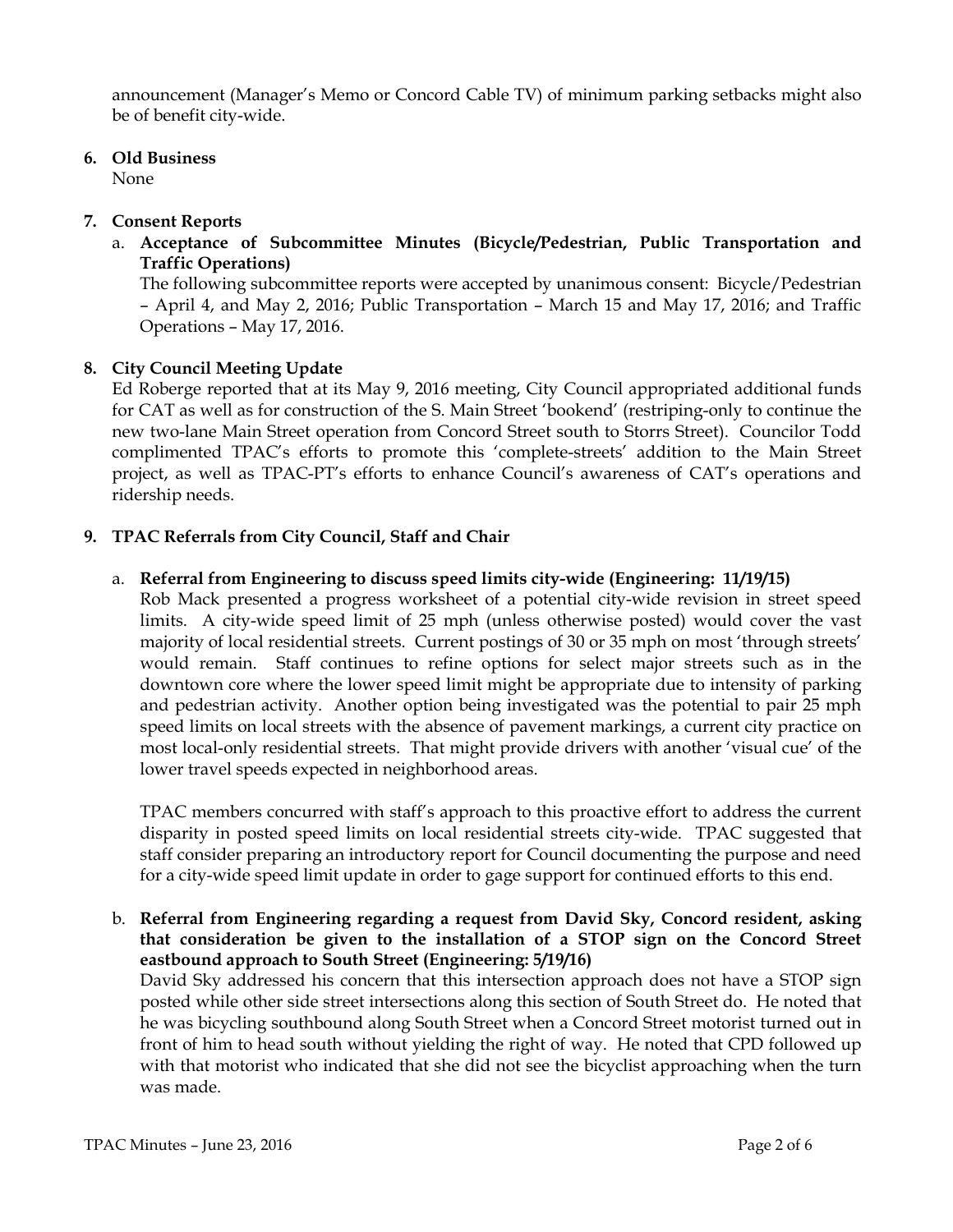announcement (Manager's Memo or Concord Cable TV) of minimum parking setbacks might also be of benefit city-wide.

**6. Old Business**

None

**7. Consent Reports**

a. **Acceptance of Subcommittee Minutes (Bicycle/Pedestrian, Public Transportation and Traffic Operations)**

The following subcommittee reports were accepted by unanimous consent: Bicycle/Pedestrian – April 4, and May 2, 2016; Public Transportation – March 15 and May 17, 2016; and Traffic Operations – May 17, 2016.

**8. City Council Meeting Update**

Ed Roberge reported that at its May 9, 2016 meeting, City Council appropriated additional funds for CAT as well as for construction of the S. Main Street 'bookend' (restriping-only to continue the new two-lane Main Street operation from Concord Street south to Storrs Street). Councilor Todd complimented TPAC's efforts to promote this 'complete-streets' addition to the Main Street project, as well as TPAC-PT's efforts to enhance Council's awareness of CAT's operations and ridership needs.

**9. TPAC Referrals from City Council, Staff and Chair**

a. **Referral from Engineering to discuss speed limits city-wide (Engineering: 11/19/15)**

Rob Mack presented a progress worksheet of a potential city-wide revision in street speed limits. A city-wide speed limit of 25 mph (unless otherwise posted) would cover the vast majority of local residential streets. Current postings of 30 or 35 mph on most 'through streets' would remain. Staff continues to refine options for select major streets such as in the downtown core where the lower speed limit might be appropriate due to intensity of parking and pedestrian activity. Another option being investigated was the potential to pair 25 mph speed limits on local streets with the absence of pavement markings, a current city practice on most local-only residential streets. That might provide drivers with another 'visual cue' of the lower travel speeds expected in neighborhood areas.

TPAC members concurred with staff's approach to this proactive effort to address the current disparity in posted speed limits on local residential streets city-wide. TPAC suggested that staff consider preparing an introductory report for Council documenting the purpose and need for a city-wide speed limit update in order to gage support for continued efforts to this end.

b. **Referral from Engineering regarding a request from David Sky, Concord resident, asking that consideration be given to the installation of a STOP sign on the Concord Street eastbound approach to South Street (Engineering: 5/19/16)**

David Sky addressed his concern that this intersection approach does not have a STOP sign posted while other side street intersections along this section of South Street do. He noted that he was bicycling southbound along South Street when a Concord Street motorist turned out in front of him to head south without yielding the right of way. He noted that CPD followed up with that motorist who indicated that she did not see the bicyclist approaching when the turn was made.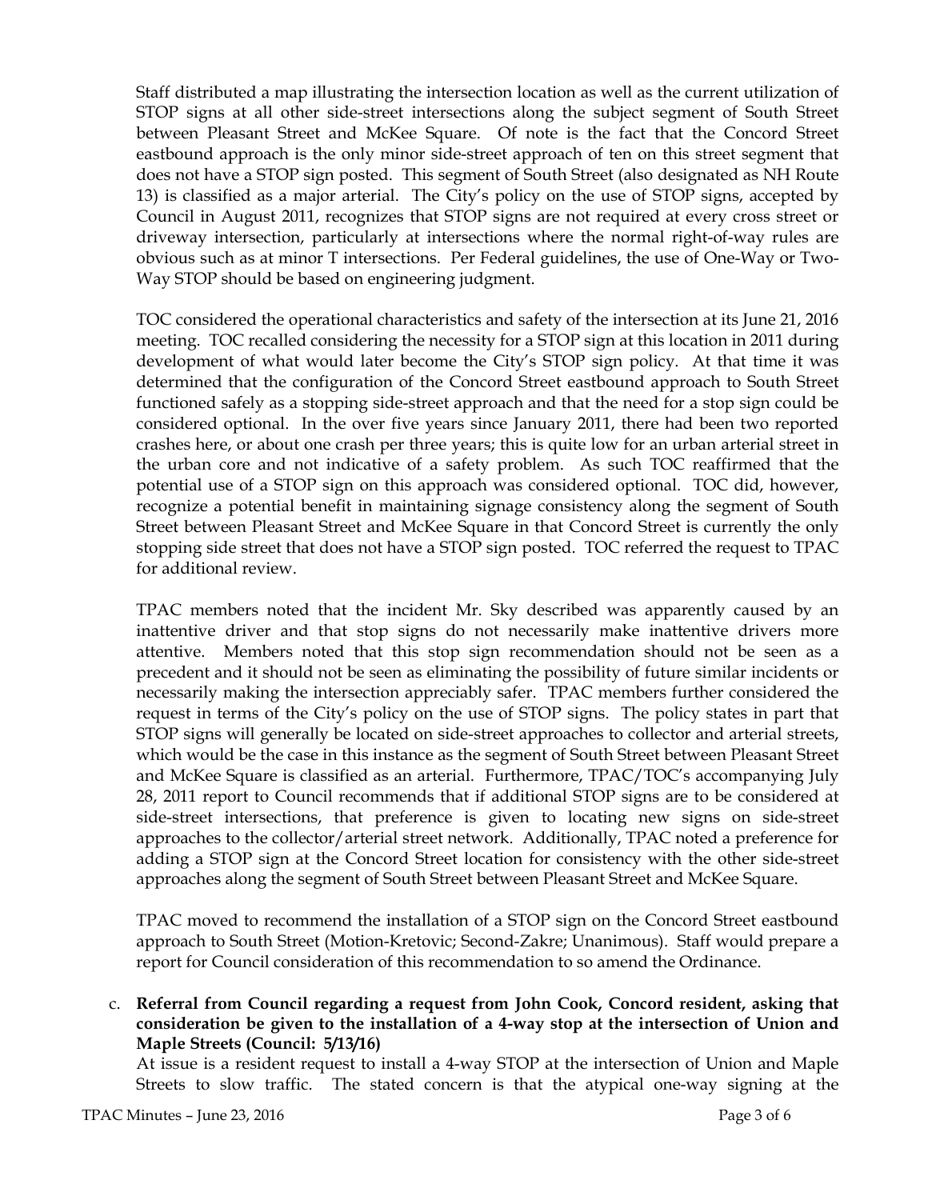Staff distributed a map illustrating the intersection location as well as the current utilization of STOP signs at all other side-street intersections along the subject segment of South Street between Pleasant Street and McKee Square. Of note is the fact that the Concord Street eastbound approach is the only minor side-street approach of ten on this street segment that does not have a STOP sign posted. This segment of South Street (also designated as NH Route 13) is classified as a major arterial. The City's policy on the use of STOP signs, accepted by Council in August 2011, recognizes that STOP signs are not required at every cross street or driveway intersection, particularly at intersections where the normal right-of-way rules are obvious such as at minor T intersections. Per Federal guidelines, the use of One-Way or Two-Way STOP should be based on engineering judgment.

TOC considered the operational characteristics and safety of the intersection at its June 21, 2016 meeting. TOC recalled considering the necessity for a STOP sign at this location in 2011 during development of what would later become the City's STOP sign policy. At that time it was determined that the configuration of the Concord Street eastbound approach to South Street functioned safely as a stopping side-street approach and that the need for a stop sign could be considered optional. In the over five years since January 2011, there had been two reported crashes here, or about one crash per three years; this is quite low for an urban arterial street in the urban core and not indicative of a safety problem. As such TOC reaffirmed that the potential use of a STOP sign on this approach was considered optional. TOC did, however, recognize a potential benefit in maintaining signage consistency along the segment of South Street between Pleasant Street and McKee Square in that Concord Street is currently the only stopping side street that does not have a STOP sign posted. TOC referred the request to TPAC for additional review.

TPAC members noted that the incident Mr. Sky described was apparently caused by an inattentive driver and that stop signs do not necessarily make inattentive drivers more attentive. Members noted that this stop sign recommendation should not be seen as a precedent and it should not be seen as eliminating the possibility of future similar incidents or necessarily making the intersection appreciably safer. TPAC members further considered the request in terms of the City's policy on the use of STOP signs. The policy states in part that STOP signs will generally be located on side-street approaches to collector and arterial streets, which would be the case in this instance as the segment of South Street between Pleasant Street and McKee Square is classified as an arterial. Furthermore, TPAC/TOC's accompanying July 28, 2011 report to Council recommends that if additional STOP signs are to be considered at side-street intersections, that preference is given to locating new signs on side-street approaches to the collector/arterial street network. Additionally, TPAC noted a preference for adding a STOP sign at the Concord Street location for consistency with the other side-street approaches along the segment of South Street between Pleasant Street and McKee Square.

TPAC moved to recommend the installation of a STOP sign on the Concord Street eastbound approach to South Street (Motion-Kretovic; Second-Zakre; Unanimous). Staff would prepare a report for Council consideration of this recommendation to so amend the Ordinance.

c. **Referral from Council regarding a request from John Cook, Concord resident, asking that consideration be given to the installation of a 4-way stop at the intersection of Union and Maple Streets (Council: 5/13/16)**

At issue is a resident request to install a 4-way STOP at the intersection of Union and Maple Streets to slow traffic. The stated concern is that the atypical one-way signing at the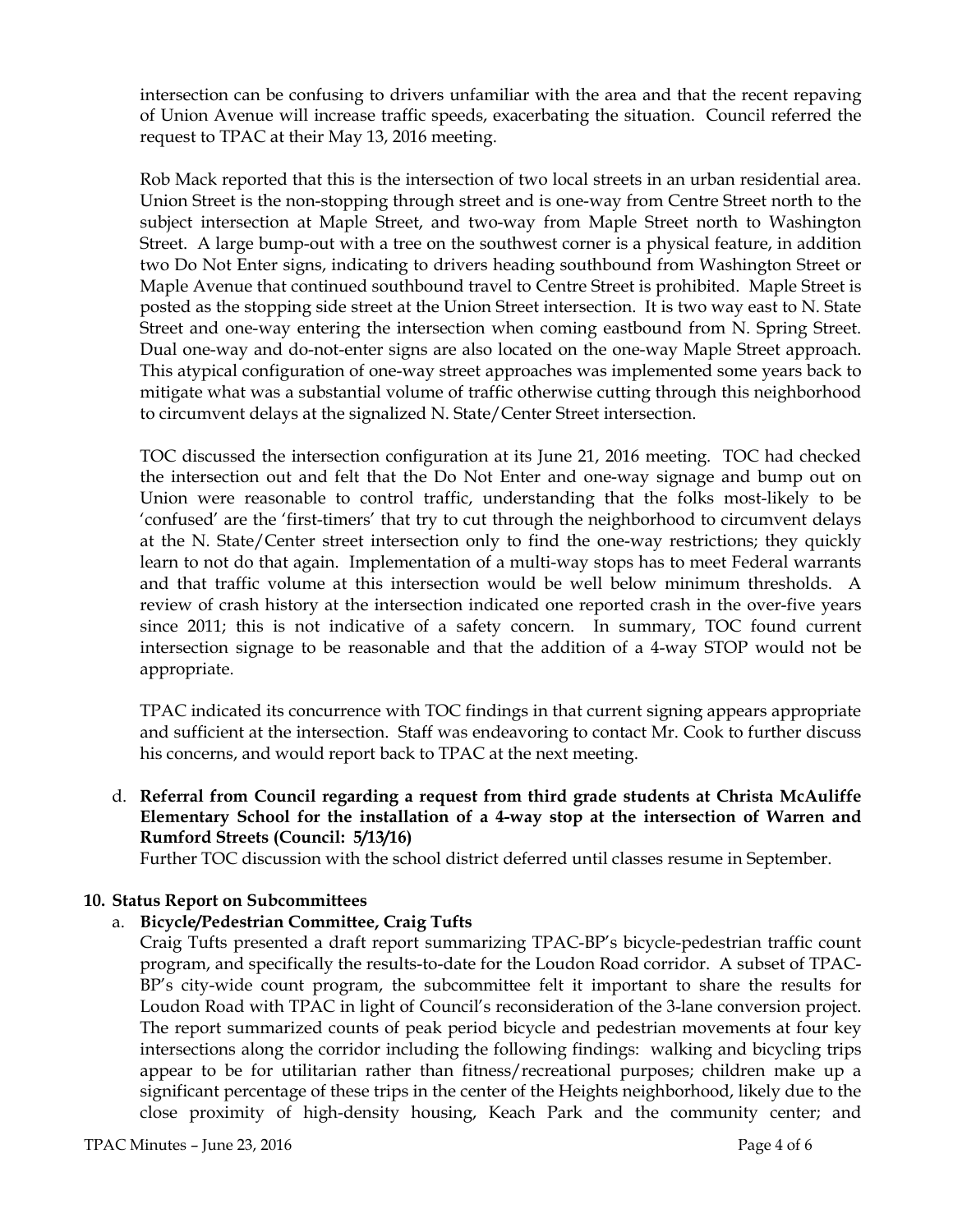intersection can be confusing to drivers unfamiliar with the area and that the recent repaving of Union Avenue will increase traffic speeds, exacerbating the situation. Council referred the request to TPAC at their May 13, 2016 meeting.

Rob Mack reported that this is the intersection of two local streets in an urban residential area. Union Street is the non-stopping through street and is one-way from Centre Street north to the subject intersection at Maple Street, and two-way from Maple Street north to Washington Street. A large bump-out with a tree on the southwest corner is a physical feature, in addition two Do Not Enter signs, indicating to drivers heading southbound from Washington Street or Maple Avenue that continued southbound travel to Centre Street is prohibited. Maple Street is posted as the stopping side street at the Union Street intersection. It is two way east to N. State Street and one-way entering the intersection when coming eastbound from N. Spring Street. Dual one-way and do-not-enter signs are also located on the one-way Maple Street approach. This atypical configuration of one-way street approaches was implemented some years back to mitigate what was a substantial volume of traffic otherwise cutting through this neighborhood to circumvent delays at the signalized N. State/Center Street intersection.

TOC discussed the intersection configuration at its June 21, 2016 meeting. TOC had checked the intersection out and felt that the Do Not Enter and one-way signage and bump out on Union were reasonable to control traffic, understanding that the folks most-likely to be 'confused' are the 'first-timers' that try to cut through the neighborhood to circumvent delays at the N. State/Center street intersection only to find the one-way restrictions; they quickly learn to not do that again. Implementation of a multi-way stops has to meet Federal warrants and that traffic volume at this intersection would be well below minimum thresholds. A review of crash history at the intersection indicated one reported crash in the over-five years since 2011; this is not indicative of a safety concern. In summary, TOC found current intersection signage to be reasonable and that the addition of a 4-way STOP would not be appropriate.

TPAC indicated its concurrence with TOC findings in that current signing appears appropriate and sufficient at the intersection. Staff was endeavoring to contact Mr. Cook to further discuss his concerns, and would report back to TPAC at the next meeting.

d. **Referral from Council regarding a request from third grade students at Christa McAuliffe Elementary School for the installation of a 4-way stop at the intersection of Warren and Rumford Streets (Council: 5/13/16)**
   Further TOC discussion with the school district deferred until classes resume in September.

**10. Status Report on Subcommittees**

a. **Bicycle/Pedestrian Committee, Craig Tufts**
   Craig Tufts presented a draft report summarizing TPAC-BP's bicycle-pedestrian traffic count program, and specifically the results-to-date for the Loudon Road corridor. A subset of TPAC-BP's city-wide count program, the subcommittee felt it important to share the results for Loudon Road with TPAC in light of Council's reconsideration of the 3-lane conversion project. The report summarized counts of peak period bicycle and pedestrian movements at four key intersections along the corridor including the following findings: walking and bicycling trips appear to be for utilitarian rather than fitness/recreational purposes; children make up a significant percentage of these trips in the center of the Heights neighborhood, likely due to the close proximity of high-density housing, Keach Park and the community center; and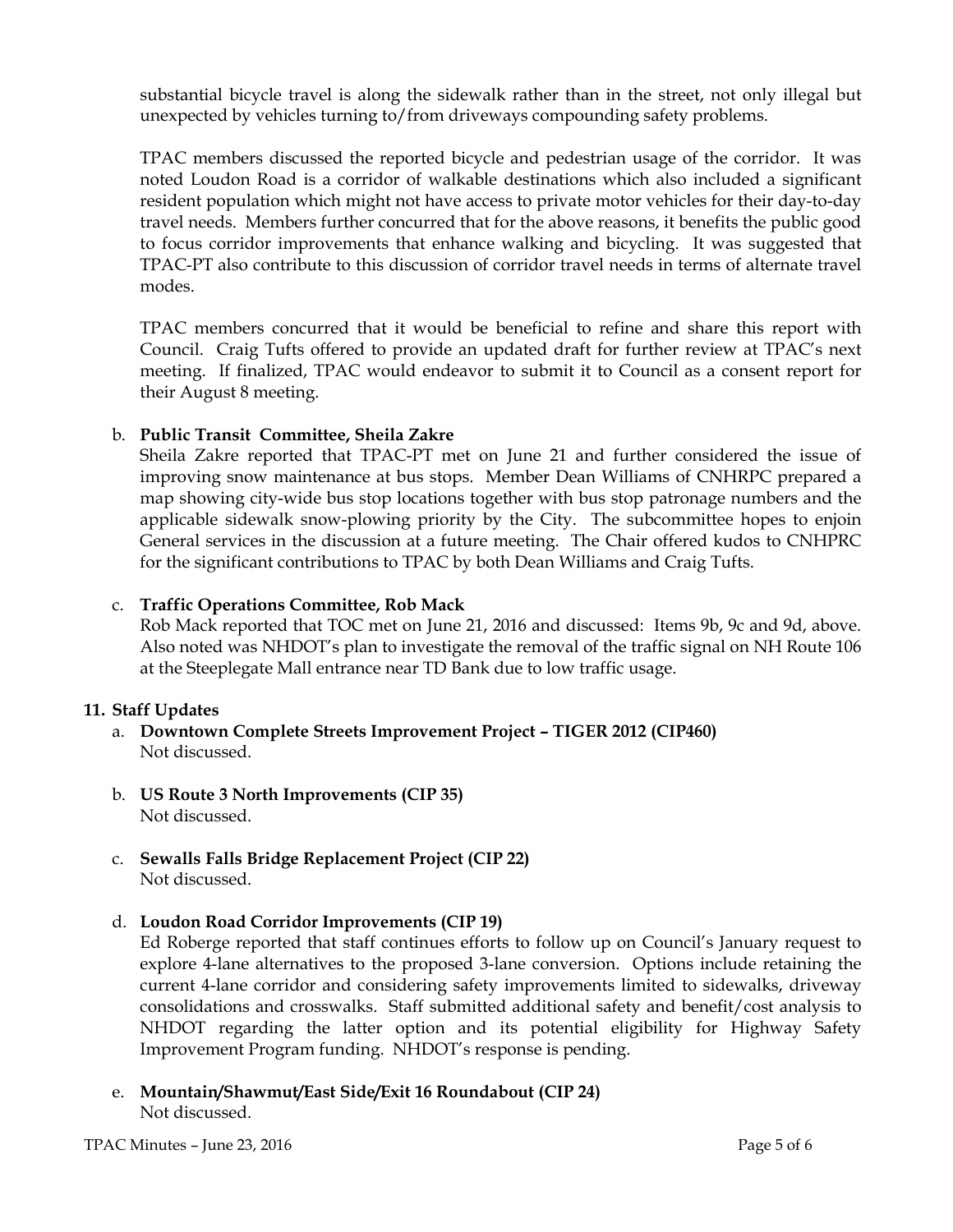substantial bicycle travel is along the sidewalk rather than in the street, not only illegal but unexpected by vehicles turning to/from driveways compounding safety problems.

TPAC members discussed the reported bicycle and pedestrian usage of the corridor. It was noted Loudon Road is a corridor of walkable destinations which also included a significant resident population which might not have access to private motor vehicles for their day-to-day travel needs. Members further concurred that for the above reasons, it benefits the public good to focus corridor improvements that enhance walking and bicycling. It was suggested that TPAC-PT also contribute to this discussion of corridor travel needs in terms of alternate travel modes.

TPAC members concurred that it would be beneficial to refine and share this report with Council. Craig Tufts offered to provide an updated draft for further review at TPAC's next meeting. If finalized, TPAC would endeavor to submit it to Council as a consent report for their August 8 meeting.

b. **Public Transit Committee, Sheila Zakre**
Sheila Zakre reported that TPAC-PT met on June 21 and further considered the issue of improving snow maintenance at bus stops. Member Dean Williams of CNHRPC prepared a map showing city-wide bus stop locations together with bus stop patronage numbers and the applicable sidewalk snow-plowing priority by the City. The subcommittee hopes to enjoin General services in the discussion at a future meeting. The Chair offered kudos to CNHPRC for the significant contributions to TPAC by both Dean Williams and Craig Tufts.

c. **Traffic Operations Committee, Rob Mack**
Rob Mack reported that TOC met on June 21, 2016 and discussed: Items 9b, 9c and 9d, above. Also noted was NHDOT's plan to investigate the removal of the traffic signal on NH Route 106 at the Steeplegate Mall entrance near TD Bank due to low traffic usage.

**11. Staff Updates**

a. **Downtown Complete Streets Improvement Project – TIGER 2012 (CIP460)**
Not discussed.

b. **US Route 3 North Improvements (CIP 35)**
Not discussed.

c. **Sewalls Falls Bridge Replacement Project (CIP 22)**
Not discussed.

d. **Loudon Road Corridor Improvements (CIP 19)**
Ed Roberge reported that staff continues efforts to follow up on Council's January request to explore 4-lane alternatives to the proposed 3-lane conversion. Options include retaining the current 4-lane corridor and considering safety improvements limited to sidewalks, driveway consolidations and crosswalks. Staff submitted additional safety and benefit/cost analysis to NHDOT regarding the latter option and its potential eligibility for Highway Safety Improvement Program funding. NHDOT's response is pending.

e. **Mountain/Shawmut/East Side/Exit 16 Roundabout (CIP 24)**
Not discussed.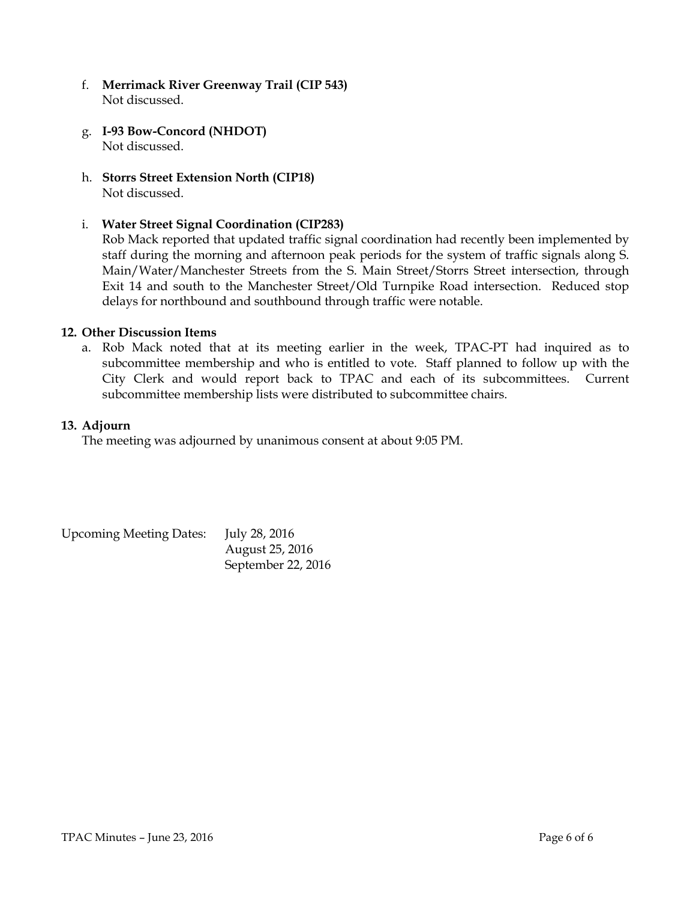f. **Merrimack River Greenway Trail (CIP 543)**
   Not discussed.

g. **I-93 Bow-Concord (NHDOT)**
   Not discussed.

h. **Storrs Street Extension North (CIP18)**
   Not discussed.

i. **Water Street Signal Coordination (CIP283)**
   Rob Mack reported that updated traffic signal coordination had recently been implemented by staff during the morning and afternoon peak periods for the system of traffic signals along S. Main/Water/Manchester Streets from the S. Main Street/Storrs Street intersection, through Exit 14 and south to the Manchester Street/Old Turnpike Road intersection. Reduced stop delays for northbound and southbound through traffic were notable.

**12. Other Discussion Items**

a. Rob Mack noted that at its meeting earlier in the week, TPAC-PT had inquired as to subcommittee membership and who is entitled to vote. Staff planned to follow up with the City Clerk and would report back to TPAC and each of its subcommittees. Current subcommittee membership lists were distributed to subcommittee chairs.

**13. Adjourn**

The meeting was adjourned by unanimous consent at about 9:05 PM.

Upcoming Meeting Dates: July 28, 2016
August 25, 2016
September 22, 2016